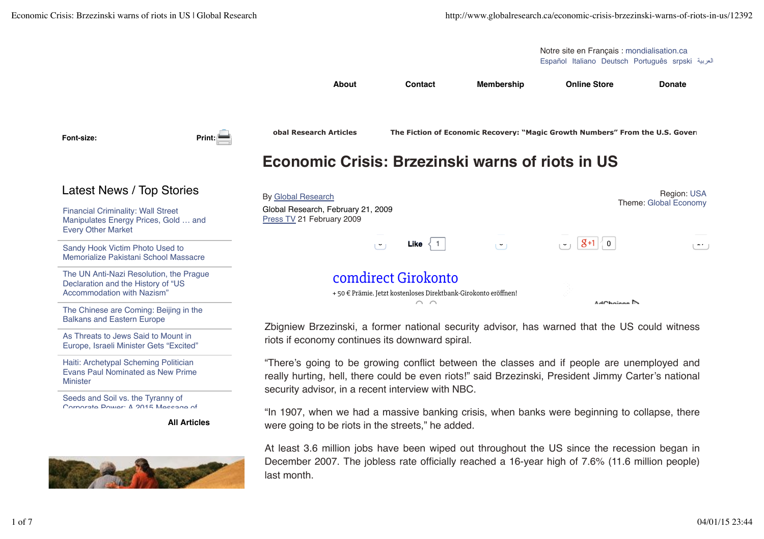Notre site en Français : mondialisation.ca
Español Italiano Deutsch Português srpski العربية

About | Contact | Membership | Online Store | Donate

Font-size: Print:

# Economic Crisis: Brzezinski warns of riots in US

By Global Research
Global Research, February 21, 2009
Press TV 21 February 2009

Region: USA
Theme: Global Economy

## Latest News / Top Stories

- Financial Criminality: Wall Street Manipulates Energy Prices, Gold … and Every Other Market
- Sandy Hook Victim Photo Used to Memorialize Pakistani School Massacre
- The UN Anti-Nazi Resolution, the Prague Declaration and the History of "US Accommodation with Nazism"
- The Chinese are Coming: Beijing in the Balkans and Eastern Europe
- As Threats to Jews Said to Mount in Europe, Israeli Minister Gets "Excited"
- Haiti: Archetypal Scheming Politician Evans Paul Nominated as New Prime Minister
- Seeds and Soil vs. the Tyranny of Corporate Power: A 2015 Message of

**All Articles**

Zbigniew Brzezinski, a former national security advisor, has warned that the US could witness riots if economy continues its downward spiral.

"There's going to be growing conflict between the classes and if people are unemployed and really hurting, hell, there could be even riots!" said Brzezinski, President Jimmy Carter's national security advisor, in a recent interview with NBC.

"In 1907, when we had a massive banking crisis, when banks were beginning to collapse, there were going to be riots in the streets," he added.

At least 3.6 million jobs have been wiped out throughout the US since the recession began in December 2007. The jobless rate officially reached a 16-year high of 7.6% (11.6 million people) last month.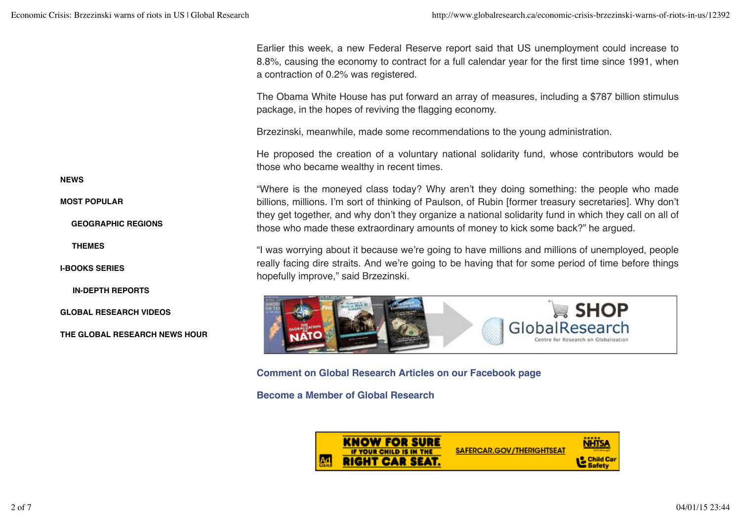Earlier this week, a new Federal Reserve report said that US unemployment could increase to 8.8%, causing the economy to contract for a full calendar year for the first time since 1991, when a contraction of 0.2% was registered.

The Obama White House has put forward an array of measures, including a $787 billion stimulus package, in the hopes of reviving the flagging economy.

Brzezinski, meanwhile, made some recommendations to the young administration.

He proposed the creation of a voluntary national solidarity fund, whose contributors would be those who became wealthy in recent times.

"Where is the moneyed class today? Why aren't they doing something: the people who made billions, millions. I'm sort of thinking of Paulson, of Rubin [former treasury secretaries]. Why don't they get together, and why don't they organize a national solidarity fund in which they call on all of those who made these extraordinary amounts of money to kick some back?" he argued.

"I was worrying about it because we're going to have millions and millions of unemployed, people really facing dire straits. And we're going to be having that for some period of time before things hopefully improve," said Brzezinski.

**Comment on Global Research Articles on our Facebook page**

**Become a Member of Global Research**